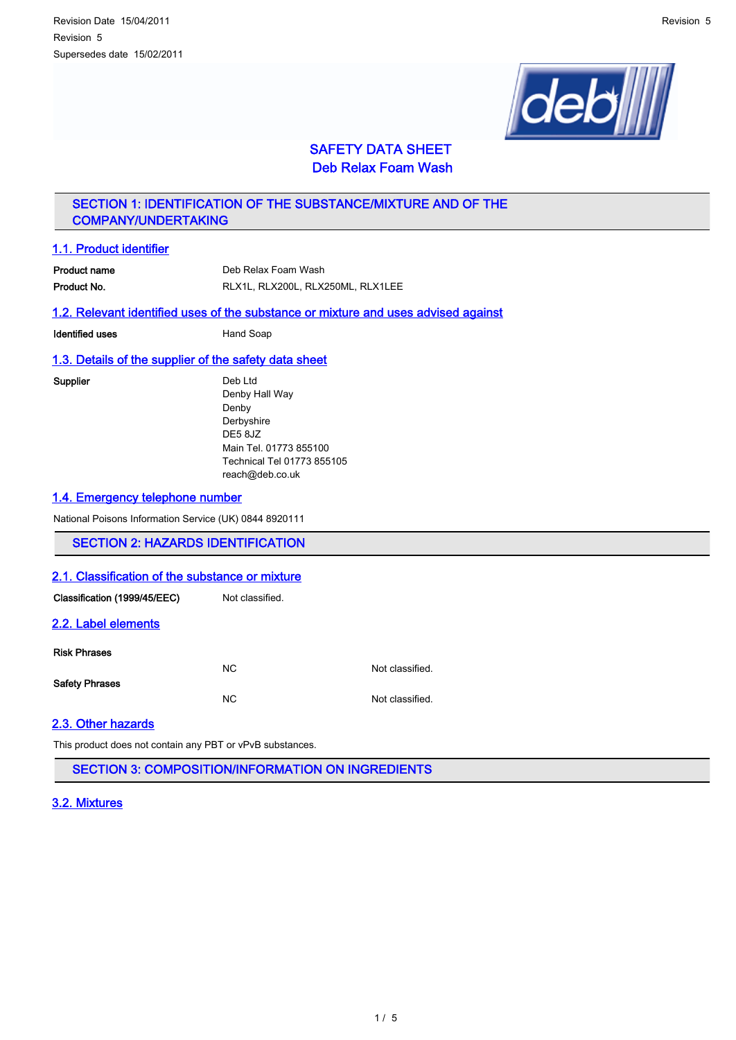Revision Date 15/04/2011

Revision 5

Supersedes date 15/02/2011

# SAFETY DATA SHEET
# Deb Relax Foam Wash

## SECTION 1: IDENTIFICATION OF THE SUBSTANCE/MIXTURE AND OF THE COMPANY/UNDERTAKING

### 1.1. Product identifier

| | |
|---|---|
| **Product name** | Deb Relax Foam Wash |
| **Product No.** | RLX1L, RLX200L, RLX250ML, RLX1LEE |

### 1.2. Relevant identified uses of the substance or mixture and uses advised against

| | |
|---|---|
| **Identified uses** | Hand Soap |

### 1.3. Details of the supplier of the safety data sheet

**Supplier**

Deb Ltd
Denby Hall Way
Denby
Derbyshire
DE5 8JZ
Main Tel. 01773 855100
Technical Tel 01773 855105
reach@deb.co.uk

### 1.4. Emergency telephone number

National Poisons Information Service (UK) 0844 8920111

## SECTION 2: HAZARDS IDENTIFICATION

### 2.1. Classification of the substance or mixture

| | |
|---|---|
| **Classification (1999/45/EEC)** | Not classified. |

### 2.2. Label elements

| | | |
|---|---|---|
| **Risk Phrases** | | |
| | NC | Not classified. |
| **Safety Phrases** | | |
| | NC | Not classified. |

### 2.3. Other hazards

This product does not contain any PBT or vPvB substances.

## SECTION 3: COMPOSITION/INFORMATION ON INGREDIENTS

### 3.2. Mixtures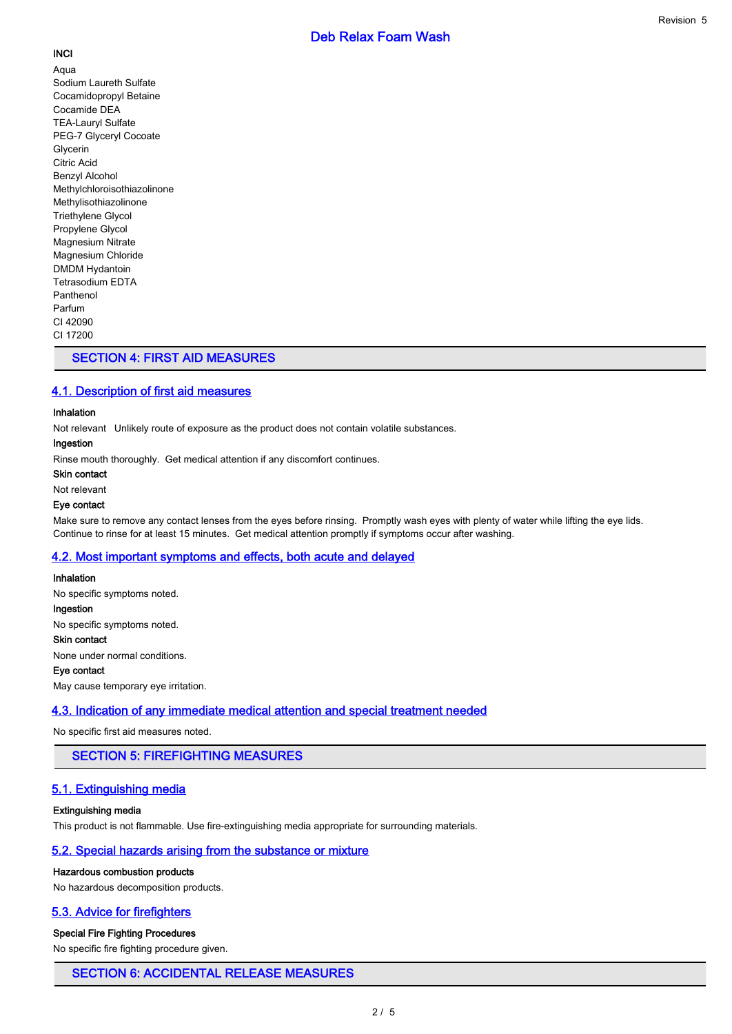**INCI**

Aqua
Sodium Laureth Sulfate
Cocamidopropyl Betaine
Cocamide DEA
TEA-Lauryl Sulfate
PEG-7 Glyceryl Cocoate
Glycerin
Citric Acid
Benzyl Alcohol
Methylchloroisothiazolinone
Methylisothiazolinone
Triethylene Glycol
Propylene Glycol
Magnesium Nitrate
Magnesium Chloride
DMDM Hydantoin
Tetrasodium EDTA
Panthenol
Parfum
CI 42090
CI 17200

## SECTION 4: FIRST AID MEASURES

### 4.1. Description of first aid measures

**Inhalation**

Not relevant Unlikely route of exposure as the product does not contain volatile substances.

**Ingestion**

Rinse mouth thoroughly. Get medical attention if any discomfort continues.

**Skin contact**

Not relevant

**Eye contact**

Make sure to remove any contact lenses from the eyes before rinsing. Promptly wash eyes with plenty of water while lifting the eye lids. Continue to rinse for at least 15 minutes. Get medical attention promptly if symptoms occur after washing.

### 4.2. Most important symptoms and effects, both acute and delayed

**Inhalation**

No specific symptoms noted.

**Ingestion**

No specific symptoms noted.

**Skin contact**

None under normal conditions.

**Eye contact**

May cause temporary eye irritation.

### 4.3. Indication of any immediate medical attention and special treatment needed

No specific first aid measures noted.

## SECTION 5: FIREFIGHTING MEASURES

### 5.1. Extinguishing media

**Extinguishing media**

This product is not flammable. Use fire-extinguishing media appropriate for surrounding materials.

### 5.2. Special hazards arising from the substance or mixture

**Hazardous combustion products**

No hazardous decomposition products.

### 5.3. Advice for firefighters

**Special Fire Fighting Procedures**

No specific fire fighting procedure given.

## SECTION 6: ACCIDENTAL RELEASE MEASURES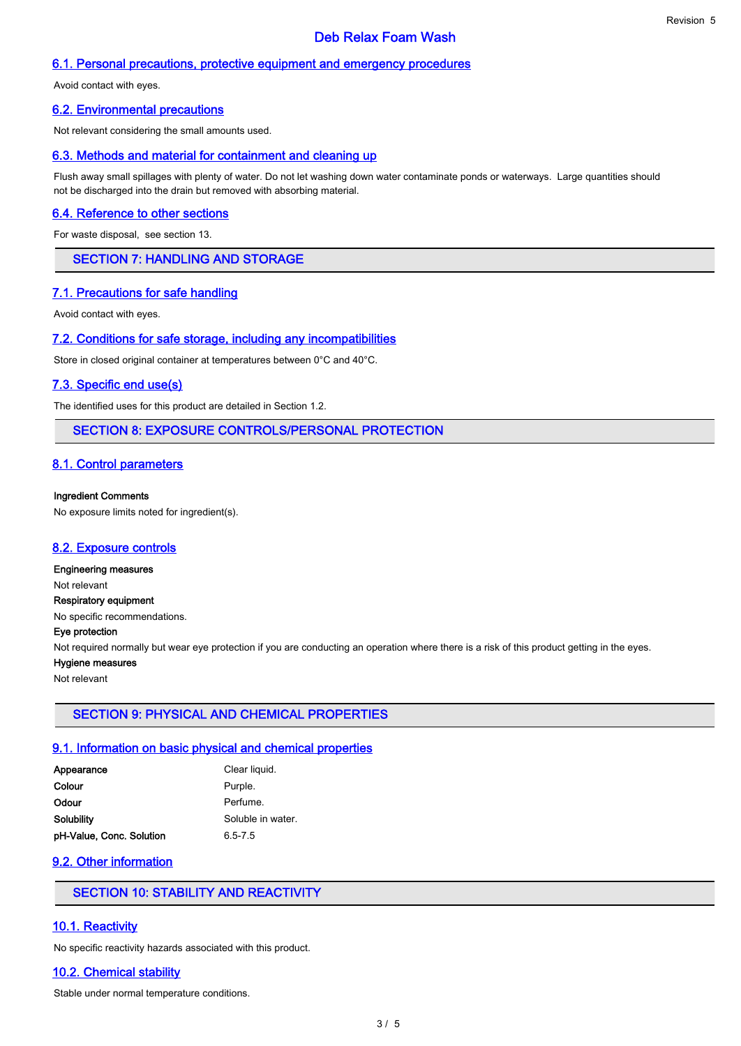### 6.1. Personal precautions, protective equipment and emergency procedures

Avoid contact with eyes.

### 6.2. Environmental precautions

Not relevant considering the small amounts used.

### 6.3. Methods and material for containment and cleaning up

Flush away small spillages with plenty of water. Do not let washing down water contaminate ponds or waterways. Large quantities should not be discharged into the drain but removed with absorbing material.

### 6.4. Reference to other sections

For waste disposal, see section 13.

## SECTION 7: HANDLING AND STORAGE

### 7.1. Precautions for safe handling

Avoid contact with eyes.

### 7.2. Conditions for safe storage, including any incompatibilities

Store in closed original container at temperatures between 0°C and 40°C.

### 7.3. Specific end use(s)

The identified uses for this product are detailed in Section 1.2.

## SECTION 8: EXPOSURE CONTROLS/PERSONAL PROTECTION

### 8.1. Control parameters

**Ingredient Comments**

No exposure limits noted for ingredient(s).

### 8.2. Exposure controls

**Engineering measures**

Not relevant

**Respiratory equipment**

No specific recommendations.

**Eye protection**

Not required normally but wear eye protection if you are conducting an operation where there is a risk of this product getting in the eyes.

**Hygiene measures**

Not relevant

## SECTION 9: PHYSICAL AND CHEMICAL PROPERTIES

### 9.1. Information on basic physical and chemical properties

| | |
|---|---|
| **Appearance** | Clear liquid. |
| **Colour** | Purple. |
| **Odour** | Perfume. |
| **Solubility** | Soluble in water. |
| **pH-Value, Conc. Solution** | 6.5-7.5 |

### 9.2. Other information

## SECTION 10: STABILITY AND REACTIVITY

### 10.1. Reactivity

No specific reactivity hazards associated with this product.

### 10.2. Chemical stability

Stable under normal temperature conditions.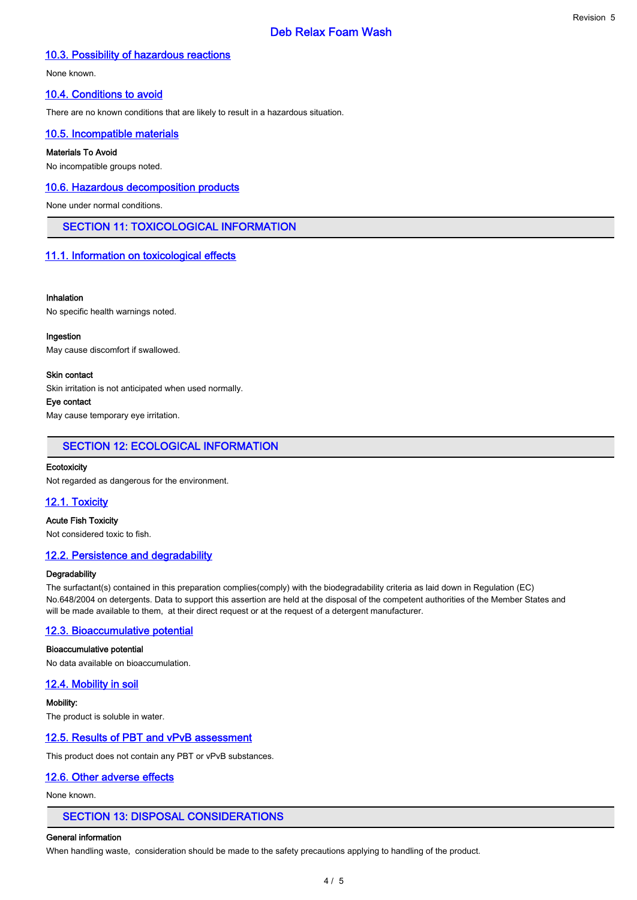### 10.3. Possibility of hazardous reactions

None known.

### 10.4. Conditions to avoid

There are no known conditions that are likely to result in a hazardous situation.

### 10.5. Incompatible materials

**Materials To Avoid**

No incompatible groups noted.

### 10.6. Hazardous decomposition products

None under normal conditions.

## SECTION 11: TOXICOLOGICAL INFORMATION

### 11.1. Information on toxicological effects

**Inhalation**

No specific health warnings noted.

**Ingestion**

May cause discomfort if swallowed.

**Skin contact**

Skin irritation is not anticipated when used normally.

**Eye contact**

May cause temporary eye irritation.

## SECTION 12: ECOLOGICAL INFORMATION

**Ecotoxicity**

Not regarded as dangerous for the environment.

### 12.1. Toxicity

**Acute Fish Toxicity**

Not considered toxic to fish.

### 12.2. Persistence and degradability

**Degradability**

The surfactant(s) contained in this preparation complies(comply) with the biodegradability criteria as laid down in Regulation (EC) No.648/2004 on detergents. Data to support this assertion are held at the disposal of the competent authorities of the Member States and will be made available to them, at their direct request or at the request of a detergent manufacturer.

### 12.3. Bioaccumulative potential

**Bioaccumulative potential**

No data available on bioaccumulation.

### 12.4. Mobility in soil

**Mobility:**

The product is soluble in water.

### 12.5. Results of PBT and vPvB assessment

This product does not contain any PBT or vPvB substances.

### 12.6. Other adverse effects

None known.

## SECTION 13: DISPOSAL CONSIDERATIONS

**General information**

When handling waste, consideration should be made to the safety precautions applying to handling of the product.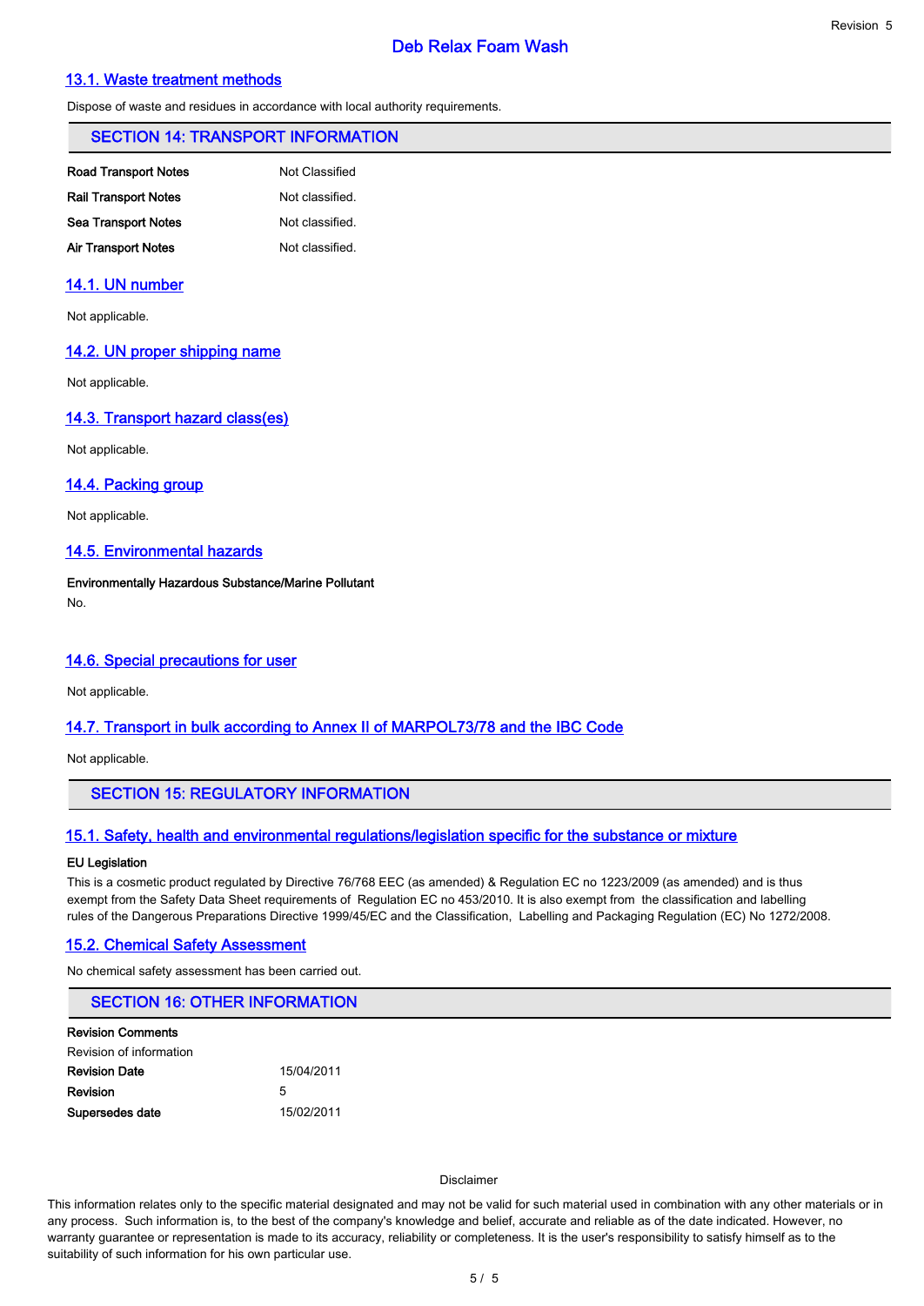### 13.1. Waste treatment methods

Dispose of waste and residues in accordance with local authority requirements.

## SECTION 14: TRANSPORT INFORMATION

| | |
|---|---|
| **Road Transport Notes** | Not Classified |
| **Rail Transport Notes** | Not classified. |
| **Sea Transport Notes** | Not classified. |
| **Air Transport Notes** | Not classified. |

### 14.1. UN number

Not applicable.

### 14.2. UN proper shipping name

Not applicable.

### 14.3. Transport hazard class(es)

Not applicable.

### 14.4. Packing group

Not applicable.

### 14.5. Environmental hazards

**Environmentally Hazardous Substance/Marine Pollutant**

No.

### 14.6. Special precautions for user

Not applicable.

### 14.7. Transport in bulk according to Annex II of MARPOL73/78 and the IBC Code

Not applicable.

## SECTION 15: REGULATORY INFORMATION

### 15.1. Safety, health and environmental regulations/legislation specific for the substance or mixture

**EU Legislation**

This is a cosmetic product regulated by Directive 76/768 EEC (as amended) & Regulation EC no 1223/2009 (as amended) and is thus exempt from the Safety Data Sheet requirements of Regulation EC no 453/2010. It is also exempt from the classification and labelling rules of the Dangerous Preparations Directive 1999/45/EC and the Classification, Labelling and Packaging Regulation (EC) No 1272/2008.

### 15.2. Chemical Safety Assessment

No chemical safety assessment has been carried out.

## SECTION 16: OTHER INFORMATION

**Revision Comments**

Revision of information

| | |
|---|---|
| **Revision Date** | 15/04/2011 |
| **Revision** | 5 |
| **Supersedes date** | 15/02/2011 |

Disclaimer

This information relates only to the specific material designated and may not be valid for such material used in combination with any other materials or in any process. Such information is, to the best of the company's knowledge and belief, accurate and reliable as of the date indicated. However, no warranty guarantee or representation is made to its accuracy, reliability or completeness. It is the user's responsibility to satisfy himself as to the suitability of such information for his own particular use.